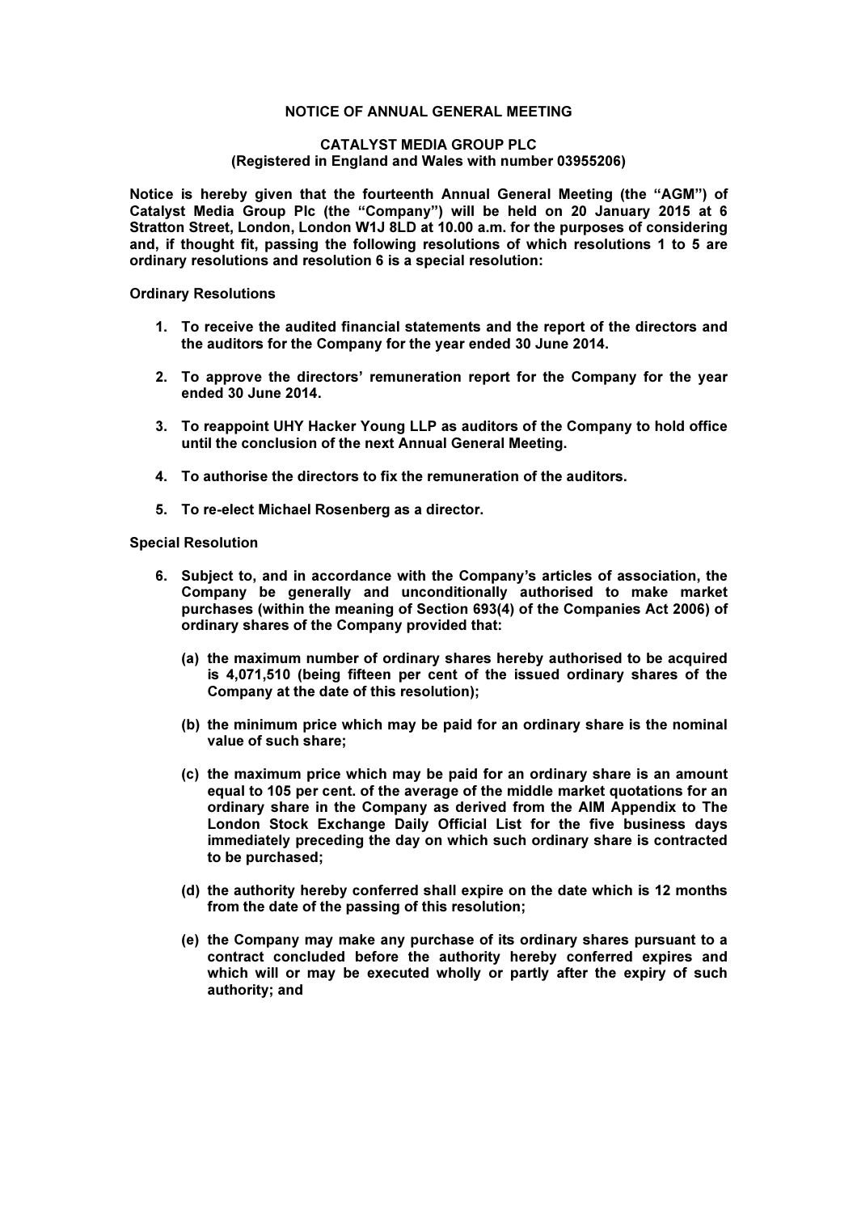# NOTICE OF ANNUAL GENERAL MEETING

## CATALYST MEDIA GROUP PLC
**(Registered in England and Wales with number 03955206)**

**Notice is hereby given that the fourteenth Annual General Meeting (the "AGM") of Catalyst Media Group Plc (the "Company") will be held on 20 January 2015 at 6 Stratton Street, London, London W1J 8LD at 10.00 a.m. for the purposes of considering and, if thought fit, passing the following resolutions of which resolutions 1 to 5 are ordinary resolutions and resolution 6 is a special resolution:**

**Ordinary Resolutions**

1. **To receive the audited financial statements and the report of the directors and the auditors for the Company for the year ended 30 June 2014.**

2. **To approve the directors' remuneration report for the Company for the year ended 30 June 2014.**

3. **To reappoint UHY Hacker Young LLP as auditors of the Company to hold office until the conclusion of the next Annual General Meeting.**

4. **To authorise the directors to fix the remuneration of the auditors.**

5. **To re-elect Michael Rosenberg as a director.**

**Special Resolution**

6. **Subject to, and in accordance with the Company's articles of association, the Company be generally and unconditionally authorised to make market purchases (within the meaning of Section 693(4) of the Companies Act 2006) of ordinary shares of the Company provided that:**

   **(a) the maximum number of ordinary shares hereby authorised to be acquired is 4,071,510 (being fifteen per cent of the issued ordinary shares of the Company at the date of this resolution);**

   **(b) the minimum price which may be paid for an ordinary share is the nominal value of such share;**

   **(c) the maximum price which may be paid for an ordinary share is an amount equal to 105 per cent. of the average of the middle market quotations for an ordinary share in the Company as derived from the AIM Appendix to The London Stock Exchange Daily Official List for the five business days immediately preceding the day on which such ordinary share is contracted to be purchased;**

   **(d) the authority hereby conferred shall expire on the date which is 12 months from the date of the passing of this resolution;**

   **(e) the Company may make any purchase of its ordinary shares pursuant to a contract concluded before the authority hereby conferred expires and which will or may be executed wholly or partly after the expiry of such authority; and**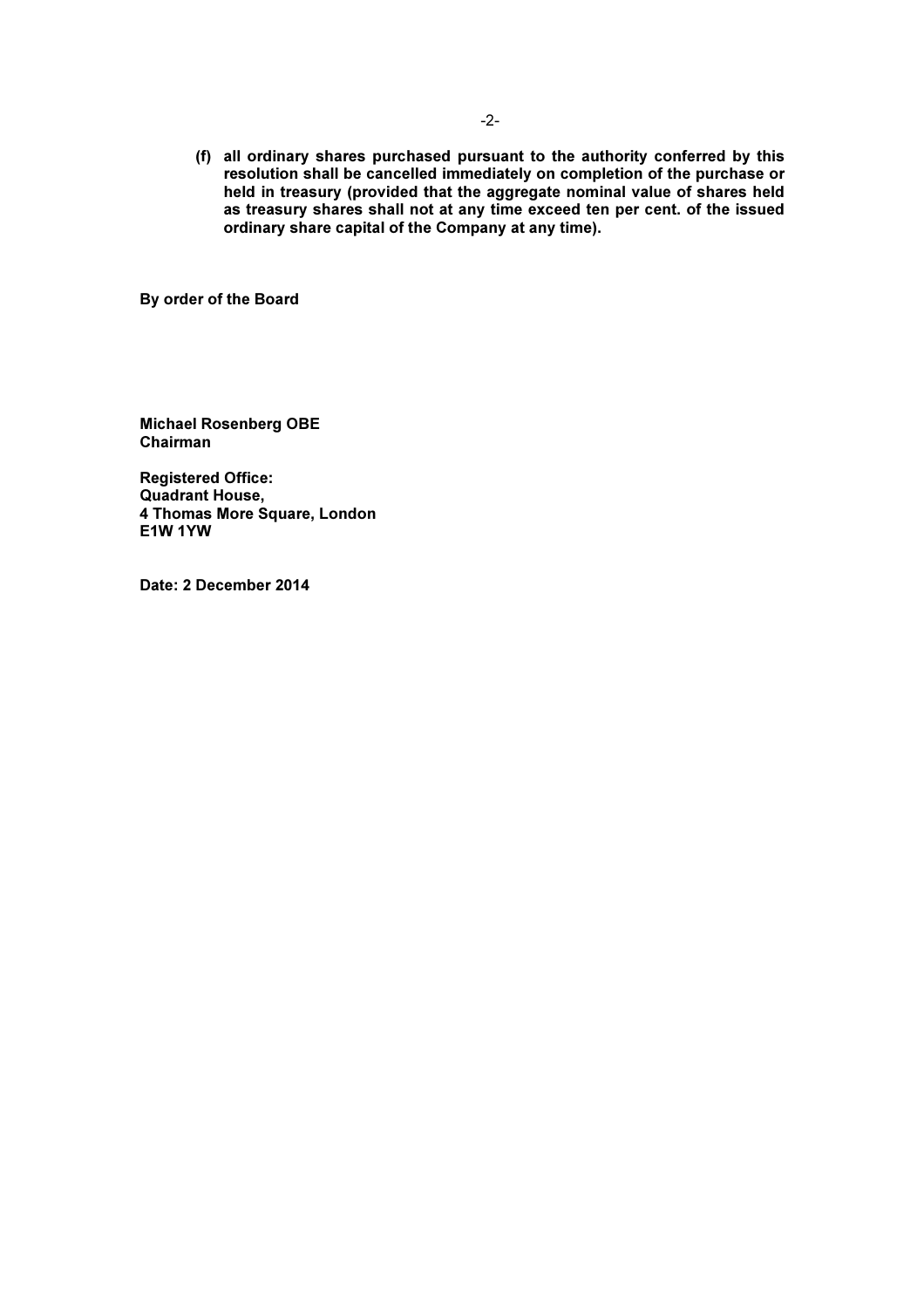**(f) all ordinary shares purchased pursuant to the authority conferred by this resolution shall be cancelled immediately on completion of the purchase or held in treasury (provided that the aggregate nominal value of shares held as treasury shares shall not at any time exceed ten per cent. of the issued ordinary share capital of the Company at any time).**

**By order of the Board**

**Michael Rosenberg OBE**
**Chairman**

**Registered Office:**
**Quadrant House,**
**4 Thomas More Square, London**
**E1W 1YW**

**Date: 2 December 2014**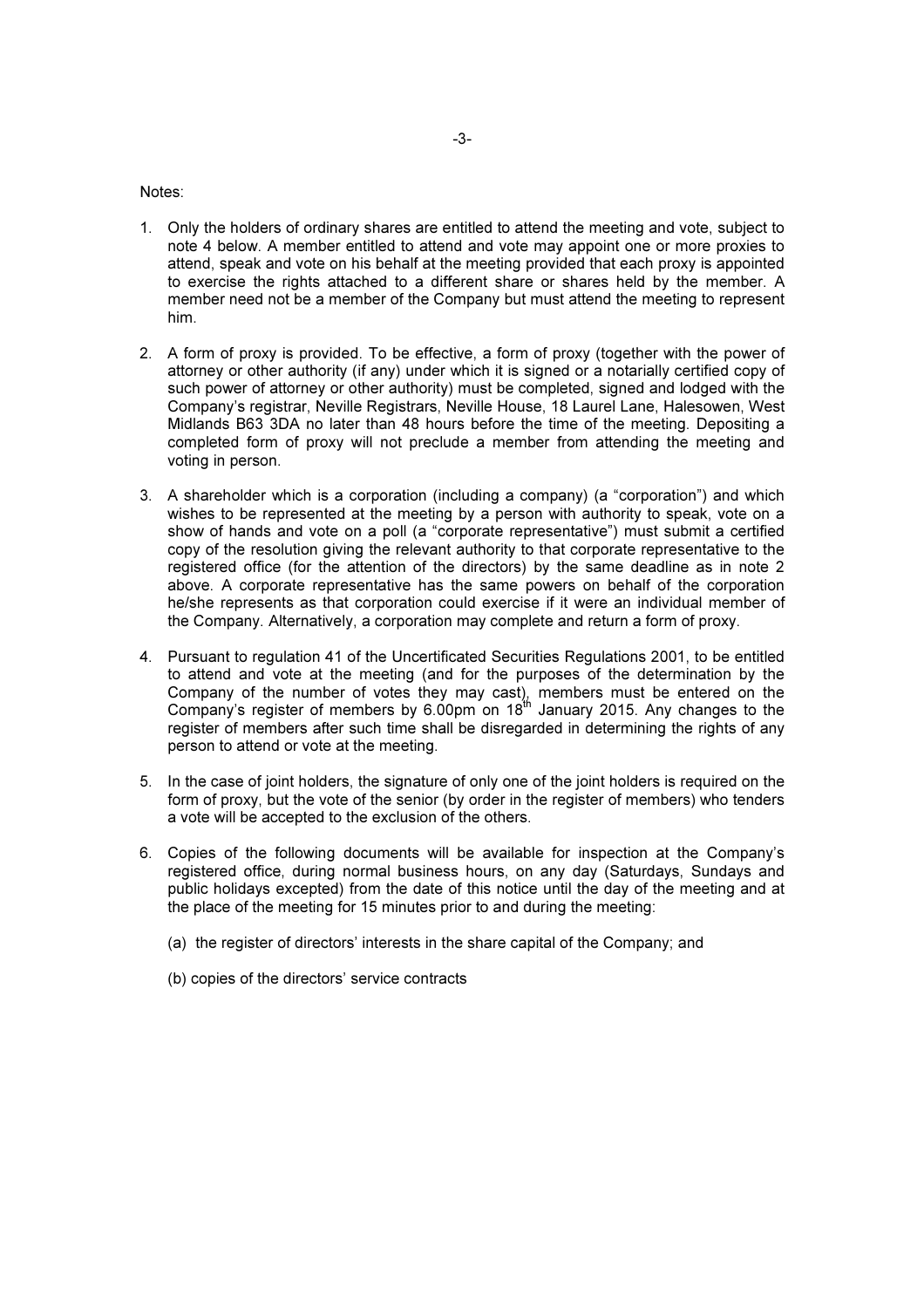Notes:

1. Only the holders of ordinary shares are entitled to attend the meeting and vote, subject to note 4 below. A member entitled to attend and vote may appoint one or more proxies to attend, speak and vote on his behalf at the meeting provided that each proxy is appointed to exercise the rights attached to a different share or shares held by the member. A member need not be a member of the Company but must attend the meeting to represent him.

2. A form of proxy is provided. To be effective, a form of proxy (together with the power of attorney or other authority (if any) under which it is signed or a notarially certified copy of such power of attorney or other authority) must be completed, signed and lodged with the Company's registrar, Neville Registrars, Neville House, 18 Laurel Lane, Halesowen, West Midlands B63 3DA no later than 48 hours before the time of the meeting. Depositing a completed form of proxy will not preclude a member from attending the meeting and voting in person.

3. A shareholder which is a corporation (including a company) (a "corporation") and which wishes to be represented at the meeting by a person with authority to speak, vote on a show of hands and vote on a poll (a "corporate representative") must submit a certified copy of the resolution giving the relevant authority to that corporate representative to the registered office (for the attention of the directors) by the same deadline as in note 2 above. A corporate representative has the same powers on behalf of the corporation he/she represents as that corporation could exercise if it were an individual member of the Company. Alternatively, a corporation may complete and return a form of proxy.

4. Pursuant to regulation 41 of the Uncertificated Securities Regulations 2001, to be entitled to attend and vote at the meeting (and for the purposes of the determination by the Company of the number of votes they may cast), members must be entered on the Company's register of members by 6.00pm on 18th January 2015. Any changes to the register of members after such time shall be disregarded in determining the rights of any person to attend or vote at the meeting.

5. In the case of joint holders, the signature of only one of the joint holders is required on the form of proxy, but the vote of the senior (by order in the register of members) who tenders a vote will be accepted to the exclusion of the others.

6. Copies of the following documents will be available for inspection at the Company's registered office, during normal business hours, on any day (Saturdays, Sundays and public holidays excepted) from the date of this notice until the day of the meeting and at the place of the meeting for 15 minutes prior to and during the meeting:

   (a) the register of directors' interests in the share capital of the Company; and

   (b) copies of the directors' service contracts